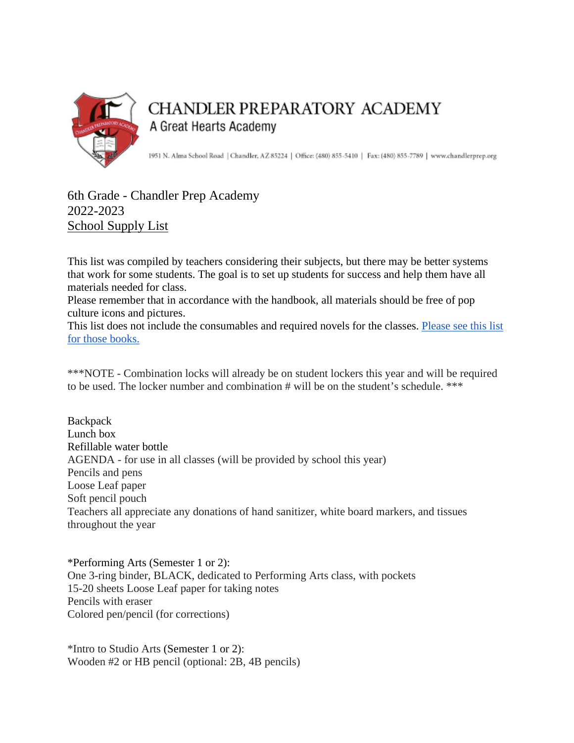# CHANDLER PREPARATORY ACADEMY

A Great Hearts Academy

1951 N. Alma School Road | Chandler, AZ 85224 | Office: (480) 855-5410 | Fax: (480) 855-7789 | www.chandlerprep.org

6th Grade - Chandler Prep Academy
2022-2023
School Supply List

This list was compiled by teachers considering their subjects, but there may be better systems that work for some students. The goal is to set up students for success and help them have all materials needed for class.
Please remember that in accordance with the handbook, all materials should be free of pop culture icons and pictures.
This list does not include the consumables and required novels for the classes. [Please see this list for those books.]

***NOTE - Combination locks will already be on student lockers this year and will be required to be used. The locker number and combination # will be on the student's schedule. ***

Backpack
Lunch box
Refillable water bottle
AGENDA - for use in all classes (will be provided by school this year)
Pencils and pens
Loose Leaf paper
Soft pencil pouch
Teachers all appreciate any donations of hand sanitizer, white board markers, and tissues throughout the year

*Performing Arts (Semester 1 or 2):
One 3-ring binder, BLACK, dedicated to Performing Arts class, with pockets
15-20 sheets Loose Leaf paper for taking notes
Pencils with eraser
Colored pen/pencil (for corrections)

*Intro to Studio Arts (Semester 1 or 2):
Wooden #2 or HB pencil (optional: 2B, 4B pencils)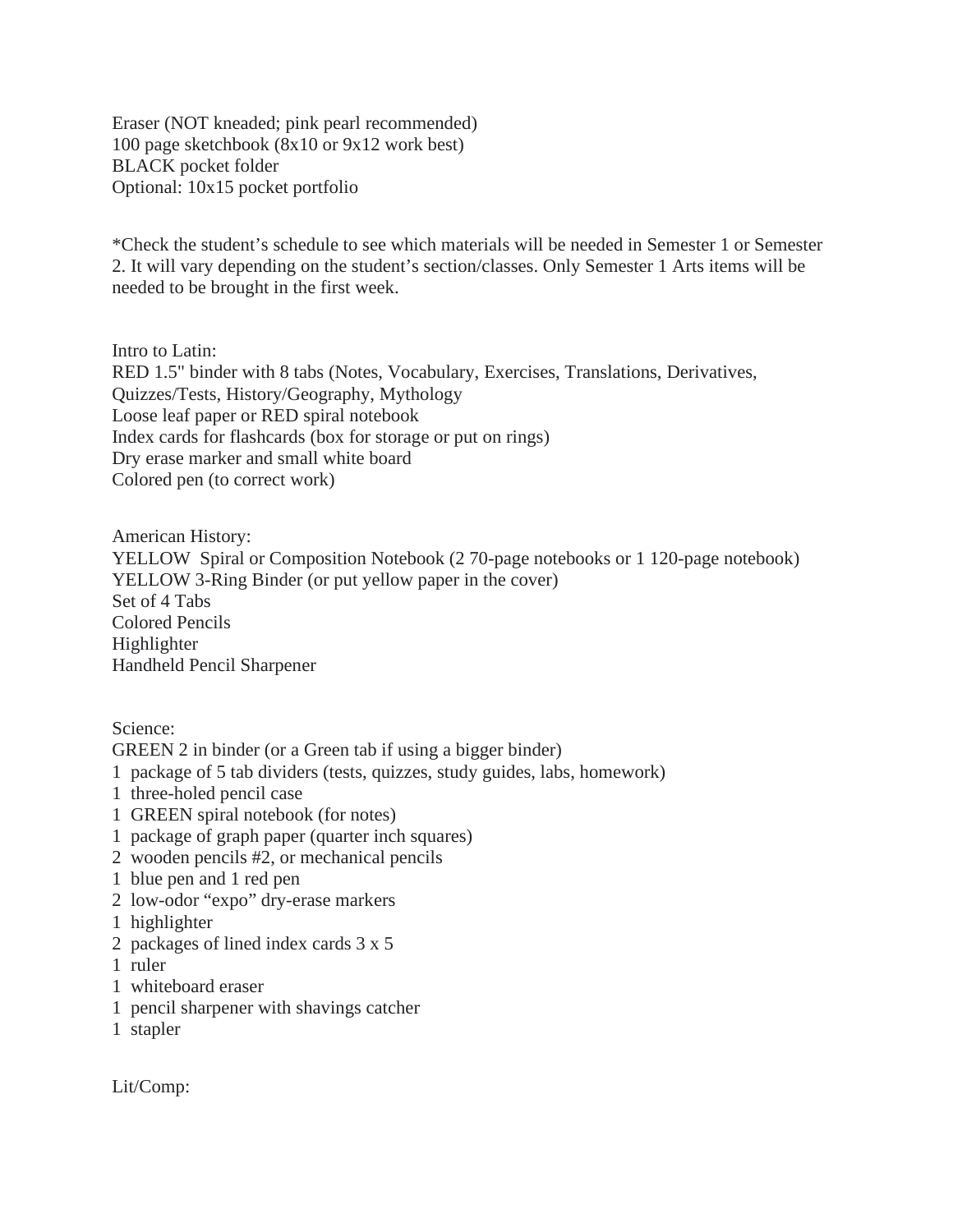Eraser (NOT kneaded; pink pearl recommended)
100 page sketchbook (8x10 or 9x12 work best)
BLACK pocket folder
Optional: 10x15 pocket portfolio

*Check the student's schedule to see which materials will be needed in Semester 1 or Semester 2. It will vary depending on the student's section/classes. Only Semester 1 Arts items will be needed to be brought in the first week.

Intro to Latin:
RED 1.5" binder with 8 tabs (Notes, Vocabulary, Exercises, Translations, Derivatives, Quizzes/Tests, History/Geography, Mythology
Loose leaf paper or RED spiral notebook
Index cards for flashcards (box for storage or put on rings)
Dry erase marker and small white board
Colored pen (to correct work)

American History:
YELLOW Spiral or Composition Notebook (2 70-page notebooks or 1 120-page notebook)
YELLOW 3-Ring Binder (or put yellow paper in the cover)
Set of 4 Tabs
Colored Pencils
Highlighter
Handheld Pencil Sharpener

Science:
GREEN 2 in binder (or a Green tab if using a bigger binder)
1 package of 5 tab dividers (tests, quizzes, study guides, labs, homework)
1 three-holed pencil case
1 GREEN spiral notebook (for notes)
1 package of graph paper (quarter inch squares)
2 wooden pencils #2, or mechanical pencils
1 blue pen and 1 red pen
2 low-odor "expo" dry-erase markers
1 highlighter
2 packages of lined index cards 3 x 5
1 ruler
1 whiteboard eraser
1 pencil sharpener with shavings catcher
1 stapler

Lit/Comp: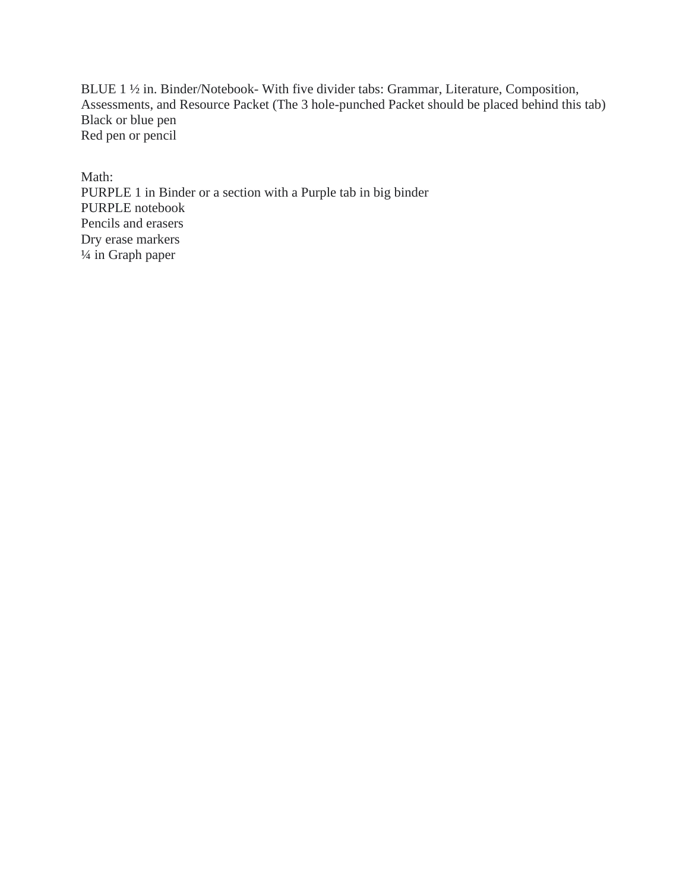BLUE 1 ½ in. Binder/Notebook- With five divider tabs: Grammar, Literature, Composition, Assessments, and Resource Packet (The 3 hole-punched Packet should be placed behind this tab)
Black or blue pen
Red pen or pencil

Math:
PURPLE 1 in Binder or a section with a Purple tab in big binder
PURPLE notebook
Pencils and erasers
Dry erase markers
¼ in Graph paper